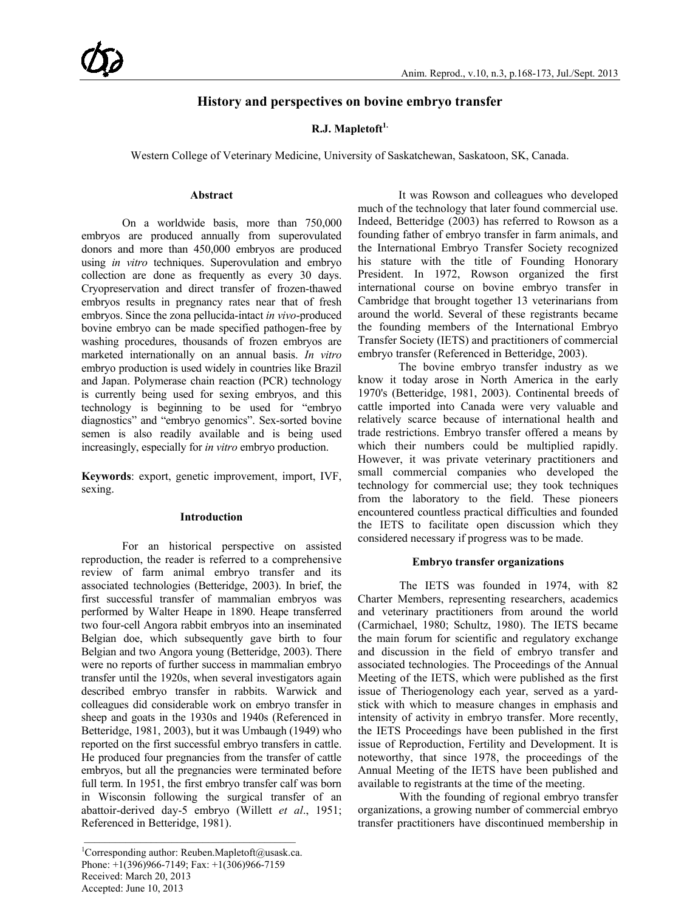# History and perspectives on bovine embryo transfer

**R.J. Mapletoft[1]**

Western College of Veterinary Medicine, University of Saskatchewan, Saskatoon, SK, Canada.

## Abstract

On a worldwide basis, more than 750,000 embryos are produced annually from superovulated donors and more than 450,000 embryos are produced using *in vitro* techniques. Superovulation and embryo collection are done as frequently as every 30 days. Cryopreservation and direct transfer of frozen-thawed embryos results in pregnancy rates near that of fresh embryos. Since the zona pellucida-intact *in vivo*-produced bovine embryo can be made specified pathogen-free by washing procedures, thousands of frozen embryos are marketed internationally on an annual basis. *In vitro* embryo production is used widely in countries like Brazil and Japan. Polymerase chain reaction (PCR) technology is currently being used for sexing embryos, and this technology is beginning to be used for "embryo diagnostics" and "embryo genomics". Sex-sorted bovine semen is also readily available and is being used increasingly, especially for *in vitro* embryo production.

**Keywords**: export, genetic improvement, import, IVF, sexing.

## Introduction

For an historical perspective on assisted reproduction, the reader is referred to a comprehensive review of farm animal embryo transfer and its associated technologies (Betteridge, 2003). In brief, the first successful transfer of mammalian embryos was performed by Walter Heape in 1890. Heape transferred two four-cell Angora rabbit embryos into an inseminated Belgian doe, which subsequently gave birth to four Belgian and two Angora young (Betteridge, 2003). There were no reports of further success in mammalian embryo transfer until the 1920s, when several investigators again described embryo transfer in rabbits. Warwick and colleagues did considerable work on embryo transfer in sheep and goats in the 1930s and 1940s (Referenced in Betteridge, 1981, 2003), but it was Umbaugh (1949) who reported on the first successful embryo transfers in cattle. He produced four pregnancies from the transfer of cattle embryos, but all the pregnancies were terminated before full term. In 1951, the first embryo transfer calf was born in Wisconsin following the surgical transfer of an abattoir-derived day-5 embryo (Willett *et al*., 1951; Referenced in Betteridge, 1981).

It was Rowson and colleagues who developed much of the technology that later found commercial use. Indeed, Betteridge (2003) has referred to Rowson as a founding father of embryo transfer in farm animals, and the International Embryo Transfer Society recognized his stature with the title of Founding Honorary President. In 1972, Rowson organized the first international course on bovine embryo transfer in Cambridge that brought together 13 veterinarians from around the world. Several of these registrants became the founding members of the International Embryo Transfer Society (IETS) and practitioners of commercial embryo transfer (Referenced in Betteridge, 2003).

The bovine embryo transfer industry as we know it today arose in North America in the early 1970's (Betteridge, 1981, 2003). Continental breeds of cattle imported into Canada were very valuable and relatively scarce because of international health and trade restrictions. Embryo transfer offered a means by which their numbers could be multiplied rapidly. However, it was private veterinary practitioners and small commercial companies who developed the technology for commercial use; they took techniques from the laboratory to the field. These pioneers encountered countless practical difficulties and founded the IETS to facilitate open discussion which they considered necessary if progress was to be made.

## Embryo transfer organizations

The IETS was founded in 1974, with 82 Charter Members, representing researchers, academics and veterinary practitioners from around the world (Carmichael, 1980; Schultz, 1980). The IETS became the main forum for scientific and regulatory exchange and discussion in the field of embryo transfer and associated technologies. The Proceedings of the Annual Meeting of the IETS, which were published as the first issue of Theriogenology each year, served as a yard-stick with which to measure changes in emphasis and intensity of activity in embryo transfer. More recently, the IETS Proceedings have been published in the first issue of Reproduction, Fertility and Development. It is noteworthy, that since 1978, the proceedings of the Annual Meeting of the IETS have been published and available to registrants at the time of the meeting.

With the founding of regional embryo transfer organizations, a growing number of commercial embryo transfer practitioners have discontinued membership in

[1]Corresponding author: Reuben.Mapletoft@usask.ca.
Phone: +1(396)966-7149; Fax: +1(306)966-7159
Received: March 20, 2013
Accepted: June 10, 2013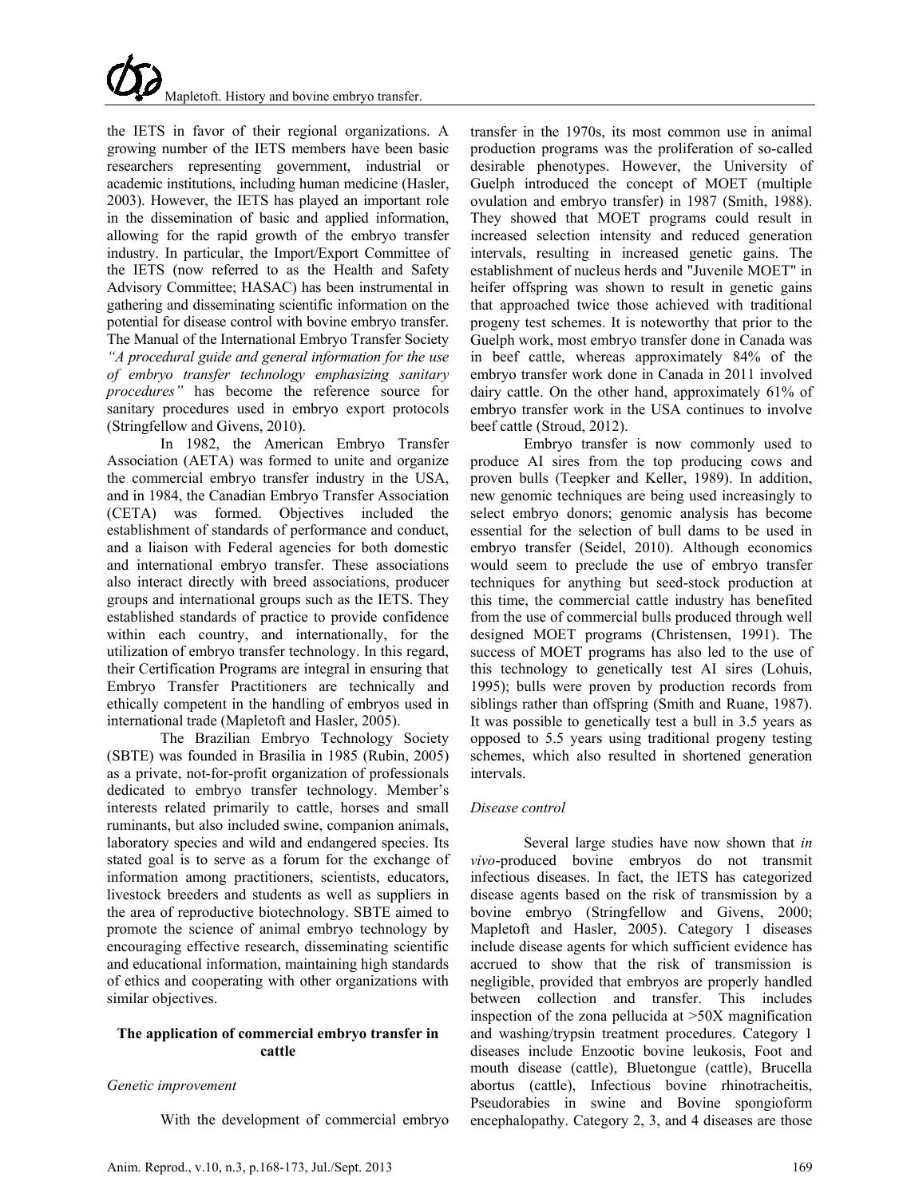the IETS in favor of their regional organizations. A growing number of the IETS members have been basic researchers representing government, industrial or academic institutions, including human medicine (Hasler, 2003). However, the IETS has played an important role in the dissemination of basic and applied information, allowing for the rapid growth of the embryo transfer industry. In particular, the Import/Export Committee of the IETS (now referred to as the Health and Safety Advisory Committee; HASAC) has been instrumental in gathering and disseminating scientific information on the potential for disease control with bovine embryo transfer. The Manual of the International Embryo Transfer Society *"A procedural guide and general information for the use of embryo transfer technology emphasizing sanitary procedures"* has become the reference source for sanitary procedures used in embryo export protocols (Stringfellow and Givens, 2010).

In 1982, the American Embryo Transfer Association (AETA) was formed to unite and organize the commercial embryo transfer industry in the USA, and in 1984, the Canadian Embryo Transfer Association (CETA) was formed. Objectives included the establishment of standards of performance and conduct, and a liaison with Federal agencies for both domestic and international embryo transfer. These associations also interact directly with breed associations, producer groups and international groups such as the IETS. They established standards of practice to provide confidence within each country, and internationally, for the utilization of embryo transfer technology. In this regard, their Certification Programs are integral in ensuring that Embryo Transfer Practitioners are technically and ethically competent in the handling of embryos used in international trade (Mapletoft and Hasler, 2005).

The Brazilian Embryo Technology Society (SBTE) was founded in Brasilia in 1985 (Rubin, 2005) as a private, not-for-profit organization of professionals dedicated to embryo transfer technology. Member's interests related primarily to cattle, horses and small ruminants, but also included swine, companion animals, laboratory species and wild and endangered species. Its stated goal is to serve as a forum for the exchange of information among practitioners, scientists, educators, livestock breeders and students as well as suppliers in the area of reproductive biotechnology. SBTE aimed to promote the science of animal embryo technology by encouraging effective research, disseminating scientific and educational information, maintaining high standards of ethics and cooperating with other organizations with similar objectives.

## The application of commercial embryo transfer in cattle

### *Genetic improvement*

With the development of commercial embryo transfer in the 1970s, its most common use in animal production programs was the proliferation of so-called desirable phenotypes. However, the University of Guelph introduced the concept of MOET (multiple ovulation and embryo transfer) in 1987 (Smith, 1988). They showed that MOET programs could result in increased selection intensity and reduced generation intervals, resulting in increased genetic gains. The establishment of nucleus herds and "Juvenile MOET" in heifer offspring was shown to result in genetic gains that approached twice those achieved with traditional progeny test schemes. It is noteworthy that prior to the Guelph work, most embryo transfer done in Canada was in beef cattle, whereas approximately 84% of the embryo transfer work done in Canada in 2011 involved dairy cattle. On the other hand, approximately 61% of embryo transfer work in the USA continues to involve beef cattle (Stroud, 2012).

Embryo transfer is now commonly used to produce AI sires from the top producing cows and proven bulls (Teepker and Keller, 1989). In addition, new genomic techniques are being used increasingly to select embryo donors; genomic analysis has become essential for the selection of bull dams to be used in embryo transfer (Seidel, 2010). Although economics would seem to preclude the use of embryo transfer techniques for anything but seed-stock production at this time, the commercial cattle industry has benefited from the use of commercial bulls produced through well designed MOET programs (Christensen, 1991). The success of MOET programs has also led to the use of this technology to genetically test AI sires (Lohuis, 1995); bulls were proven by production records from siblings rather than offspring (Smith and Ruane, 1987). It was possible to genetically test a bull in 3.5 years as opposed to 5.5 years using traditional progeny testing schemes, which also resulted in shortened generation intervals.

### *Disease control*

Several large studies have now shown that *in vivo*-produced bovine embryos do not transmit infectious diseases. In fact, the IETS has categorized disease agents based on the risk of transmission by a bovine embryo (Stringfellow and Givens, 2000; Mapletoft and Hasler, 2005). Category 1 diseases include disease agents for which sufficient evidence has accrued to show that the risk of transmission is negligible, provided that embryos are properly handled between collection and transfer. This includes inspection of the zona pellucida at >50X magnification and washing/trypsin treatment procedures. Category 1 diseases include Enzootic bovine leukosis, Foot and mouth disease (cattle), Bluetongue (cattle), Brucella abortus (cattle), Infectious bovine rhinotracheitis, Pseudorabies in swine and Bovine spongioform encephalopathy. Category 2, 3, and 4 diseases are those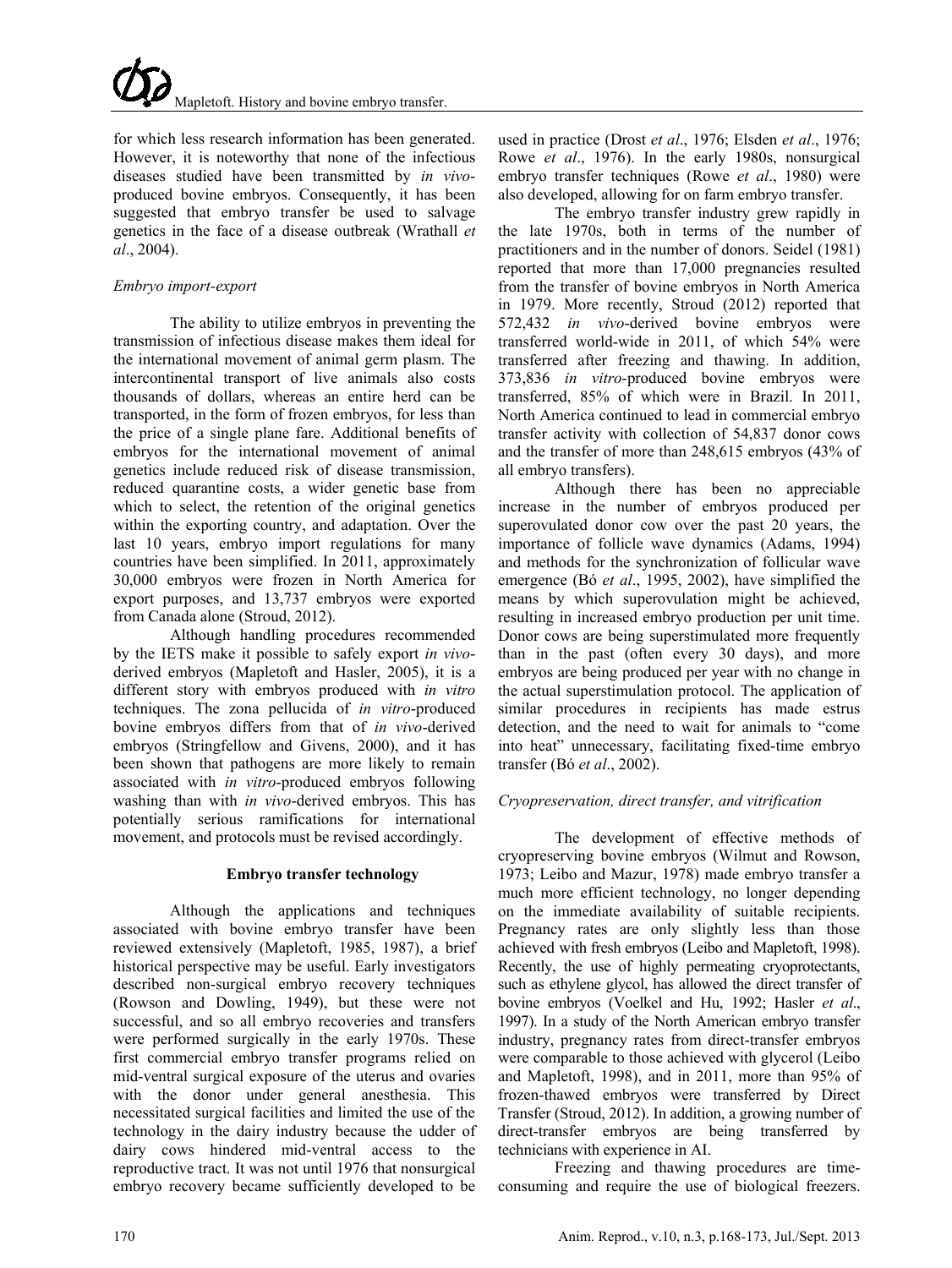for which less research information has been generated. However, it is noteworthy that none of the infectious diseases studied have been transmitted by *in vivo*-produced bovine embryos. Consequently, it has been suggested that embryo transfer be used to salvage genetics in the face of a disease outbreak (Wrathall *et al*., 2004).

*Embryo import-export*

The ability to utilize embryos in preventing the transmission of infectious disease makes them ideal for the international movement of animal germ plasm. The intercontinental transport of live animals also costs thousands of dollars, whereas an entire herd can be transported, in the form of frozen embryos, for less than the price of a single plane fare. Additional benefits of embryos for the international movement of animal genetics include reduced risk of disease transmission, reduced quarantine costs, a wider genetic base from which to select, the retention of the original genetics within the exporting country, and adaptation. Over the last 10 years, embryo import regulations for many countries have been simplified. In 2011, approximately 30,000 embryos were frozen in North America for export purposes, and 13,737 embryos were exported from Canada alone (Stroud, 2012).

Although handling procedures recommended by the IETS make it possible to safely export *in vivo*-derived embryos (Mapletoft and Hasler, 2005), it is a different story with embryos produced with *in vitro* techniques. The zona pellucida of *in vitro*-produced bovine embryos differs from that of *in vivo*-derived embryos (Stringfellow and Givens, 2000), and it has been shown that pathogens are more likely to remain associated with *in vitro*-produced embryos following washing than with *in vivo*-derived embryos. This has potentially serious ramifications for international movement, and protocols must be revised accordingly.

## Embryo transfer technology

Although the applications and techniques associated with bovine embryo transfer have been reviewed extensively (Mapletoft, 1985, 1987), a brief historical perspective may be useful. Early investigators described non-surgical embryo recovery techniques (Rowson and Dowling, 1949), but these were not successful, and so all embryo recoveries and transfers were performed surgically in the early 1970s. These first commercial embryo transfer programs relied on mid-ventral surgical exposure of the uterus and ovaries with the donor under general anesthesia. This necessitated surgical facilities and limited the use of the technology in the dairy industry because the udder of dairy cows hindered mid-ventral access to the reproductive tract. It was not until 1976 that nonsurgical embryo recovery became sufficiently developed to be used in practice (Drost *et al*., 1976; Elsden *et al*., 1976; Rowe *et al*., 1976). In the early 1980s, nonsurgical embryo transfer techniques (Rowe *et al*., 1980) were also developed, allowing for on farm embryo transfer.

The embryo transfer industry grew rapidly in the late 1970s, both in terms of the number of practitioners and in the number of donors. Seidel (1981) reported that more than 17,000 pregnancies resulted from the transfer of bovine embryos in North America in 1979. More recently, Stroud (2012) reported that 572,432 *in vivo*-derived bovine embryos were transferred world-wide in 2011, of which 54% were transferred after freezing and thawing. In addition, 373,836 *in vitro*-produced bovine embryos were transferred, 85% of which were in Brazil. In 2011, North America continued to lead in commercial embryo transfer activity with collection of 54,837 donor cows and the transfer of more than 248,615 embryos (43% of all embryo transfers).

Although there has been no appreciable increase in the number of embryos produced per superovulated donor cow over the past 20 years, the importance of follicle wave dynamics (Adams, 1994) and methods for the synchronization of follicular wave emergence (Bó *et al*., 1995, 2002), have simplified the means by which superovulation might be achieved, resulting in increased embryo production per unit time. Donor cows are being superstimulated more frequently than in the past (often every 30 days), and more embryos are being produced per year with no change in the actual superstimulation protocol. The application of similar procedures in recipients has made estrus detection, and the need to wait for animals to "come into heat" unnecessary, facilitating fixed-time embryo transfer (Bó *et al*., 2002).

*Cryopreservation, direct transfer, and vitrification*

The development of effective methods of cryopreserving bovine embryos (Wilmut and Rowson, 1973; Leibo and Mazur, 1978) made embryo transfer a much more efficient technology, no longer depending on the immediate availability of suitable recipients. Pregnancy rates are only slightly less than those achieved with fresh embryos (Leibo and Mapletoft, 1998). Recently, the use of highly permeating cryoprotectants, such as ethylene glycol, has allowed the direct transfer of bovine embryos (Voelkel and Hu, 1992; Hasler *et al*., 1997). In a study of the North American embryo transfer industry, pregnancy rates from direct-transfer embryos were comparable to those achieved with glycerol (Leibo and Mapletoft, 1998), and in 2011, more than 95% of frozen-thawed embryos were transferred by Direct Transfer (Stroud, 2012). In addition, a growing number of direct-transfer embryos are being transferred by technicians with experience in AI.

Freezing and thawing procedures are time-consuming and require the use of biological freezers.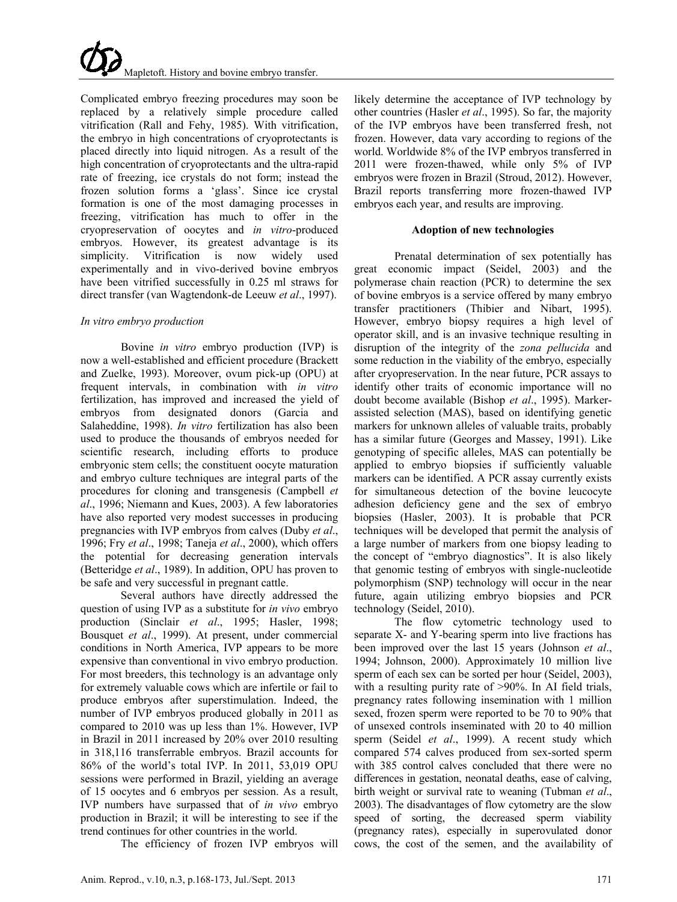Complicated embryo freezing procedures may soon be replaced by a relatively simple procedure called vitrification (Rall and Fehy, 1985). With vitrification, the embryo in high concentrations of cryoprotectants is placed directly into liquid nitrogen. As a result of the high concentration of cryoprotectants and the ultra-rapid rate of freezing, ice crystals do not form; instead the frozen solution forms a 'glass'. Since ice crystal formation is one of the most damaging processes in freezing, vitrification has much to offer in the cryopreservation of oocytes and *in vitro*-produced embryos. However, its greatest advantage is its simplicity. Vitrification is now widely used experimentally and in vivo-derived bovine embryos have been vitrified successfully in 0.25 ml straws for direct transfer (van Wagtendonk-de Leeuw *et al*., 1997).

*In vitro embryo production*

Bovine *in vitro* embryo production (IVP) is now a well-established and efficient procedure (Brackett and Zuelke, 1993). Moreover, ovum pick-up (OPU) at frequent intervals, in combination with *in vitro* fertilization, has improved and increased the yield of embryos from designated donors (Garcia and Salaheddine, 1998). *In vitro* fertilization has also been used to produce the thousands of embryos needed for scientific research, including efforts to produce embryonic stem cells; the constituent oocyte maturation and embryo culture techniques are integral parts of the procedures for cloning and transgenesis (Campbell *et al*., 1996; Niemann and Kues, 2003). A few laboratories have also reported very modest successes in producing pregnancies with IVP embryos from calves (Duby *et al*., 1996; Fry *et al*., 1998; Taneja *et al*., 2000), which offers the potential for decreasing generation intervals (Betteridge *et al*., 1989). In addition, OPU has proven to be safe and very successful in pregnant cattle.

Several authors have directly addressed the question of using IVP as a substitute for *in vivo* embryo production (Sinclair *et al*., 1995; Hasler, 1998; Bousquet *et al*., 1999). At present, under commercial conditions in North America, IVP appears to be more expensive than conventional in vivo embryo production. For most breeders, this technology is an advantage only for extremely valuable cows which are infertile or fail to produce embryos after superstimulation. Indeed, the number of IVP embryos produced globally in 2011 as compared to 2010 was up less than 1%. However, IVP in Brazil in 2011 increased by 20% over 2010 resulting in 318,116 transferrable embryos. Brazil accounts for 86% of the world's total IVP. In 2011, 53,019 OPU sessions were performed in Brazil, yielding an average of 15 oocytes and 6 embryos per session. As a result, IVP numbers have surpassed that of *in vivo* embryo production in Brazil; it will be interesting to see if the trend continues for other countries in the world.

The efficiency of frozen IVP embryos will likely determine the acceptance of IVP technology by other countries (Hasler *et al*., 1995). So far, the majority of the IVP embryos have been transferred fresh, not frozen. However, data vary according to regions of the world. Worldwide 8% of the IVP embryos transferred in 2011 were frozen-thawed, while only 5% of IVP embryos were frozen in Brazil (Stroud, 2012). However, Brazil reports transferring more frozen-thawed IVP embryos each year, and results are improving.

**Adoption of new technologies**

Prenatal determination of sex potentially has great economic impact (Seidel, 2003) and the polymerase chain reaction (PCR) to determine the sex of bovine embryos is a service offered by many embryo transfer practitioners (Thibier and Nibart, 1995). However, embryo biopsy requires a high level of operator skill, and is an invasive technique resulting in disruption of the integrity of the *zona pellucida* and some reduction in the viability of the embryo, especially after cryopreservation. In the near future, PCR assays to identify other traits of economic importance will no doubt become available (Bishop *et al*., 1995). Marker-assisted selection (MAS), based on identifying genetic markers for unknown alleles of valuable traits, probably has a similar future (Georges and Massey, 1991). Like genotyping of specific alleles, MAS can potentially be applied to embryo biopsies if sufficiently valuable markers can be identified. A PCR assay currently exists for simultaneous detection of the bovine leucocyte adhesion deficiency gene and the sex of embryo biopsies (Hasler, 2003). It is probable that PCR techniques will be developed that permit the analysis of a large number of markers from one biopsy leading to the concept of "embryo diagnostics". It is also likely that genomic testing of embryos with single-nucleotide polymorphism (SNP) technology will occur in the near future, again utilizing embryo biopsies and PCR technology (Seidel, 2010).

The flow cytometric technology used to separate X- and Y-bearing sperm into live fractions has been improved over the last 15 years (Johnson *et al*., 1994; Johnson, 2000). Approximately 10 million live sperm of each sex can be sorted per hour (Seidel, 2003), with a resulting purity rate of >90%. In AI field trials, pregnancy rates following insemination with 1 million sexed, frozen sperm were reported to be 70 to 90% that of unsexed controls inseminated with 20 to 40 million sperm (Seidel *et al*., 1999). A recent study which compared 574 calves produced from sex-sorted sperm with 385 control calves concluded that there were no differences in gestation, neonatal deaths, ease of calving, birth weight or survival rate to weaning (Tubman *et al*., 2003). The disadvantages of flow cytometry are the slow speed of sorting, the decreased sperm viability (pregnancy rates), especially in superovulated donor cows, the cost of the semen, and the availability of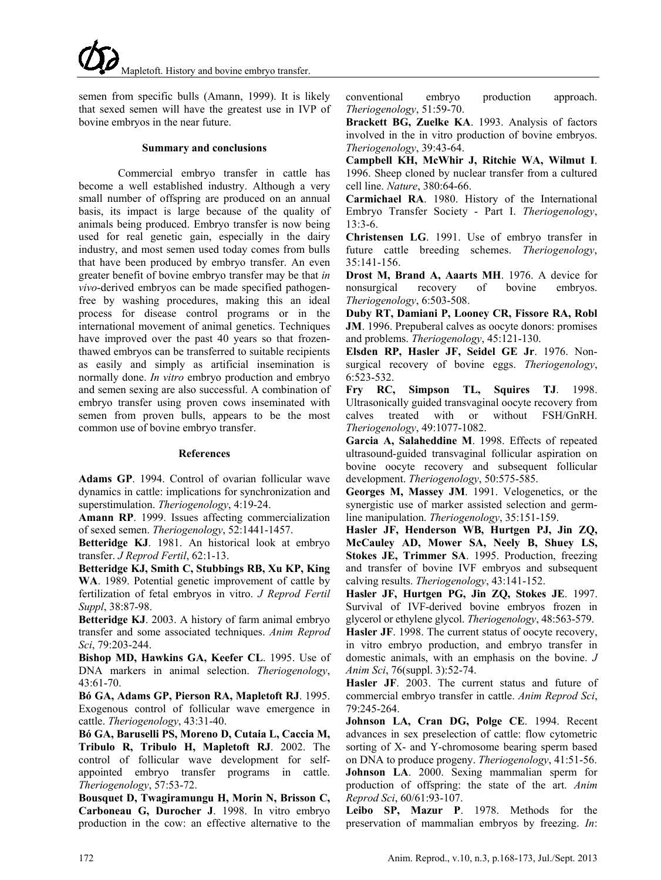semen from specific bulls (Amann, 1999). It is likely that sexed semen will have the greatest use in IVP of bovine embryos in the near future.

## Summary and conclusions

Commercial embryo transfer in cattle has become a well established industry. Although a very small number of offspring are produced on an annual basis, its impact is large because of the quality of animals being produced. Embryo transfer is now being used for real genetic gain, especially in the dairy industry, and most semen used today comes from bulls that have been produced by embryo transfer. An even greater benefit of bovine embryo transfer may be that *in vivo*-derived embryos can be made specified pathogen-free by washing procedures, making this an ideal process for disease control programs or in the international movement of animal genetics. Techniques have improved over the past 40 years so that frozen-thawed embryos can be transferred to suitable recipients as easily and simply as artificial insemination is normally done. *In vitro* embryo production and embryo and semen sexing are also successful. A combination of embryo transfer using proven cows inseminated with semen from proven bulls, appears to be the most common use of bovine embryo transfer.

## References

**Adams GP**. 1994. Control of ovarian follicular wave dynamics in cattle: implications for synchronization and superstimulation. *Theriogenology*, 4:19-24.

**Amann RP**. 1999. Issues affecting commercialization of sexed semen. *Theriogenology*, 52:1441-1457.

**Betteridge KJ**. 1981. An historical look at embryo transfer. *J Reprod Fertil*, 62:1-13.

**Betteridge KJ, Smith C, Stubbings RB, Xu KP, King WA**. 1989. Potential genetic improvement of cattle by fertilization of fetal embryos in vitro. *J Reprod Fertil Suppl*, 38:87-98.

**Betteridge KJ**. 2003. A history of farm animal embryo transfer and some associated techniques. *Anim Reprod Sci*, 79:203-244.

**Bishop MD, Hawkins GA, Keefer CL**. 1995. Use of DNA markers in animal selection. *Theriogenology*, 43:61-70.

**Bó GA, Adams GP, Pierson RA, Mapletoft RJ**. 1995. Exogenous control of follicular wave emergence in cattle. *Theriogenology*, 43:31-40.

**Bó GA, Baruselli PS, Moreno D, Cutaia L, Caccia M, Tribulo R, Tribulo H, Mapletoft RJ**. 2002. The control of follicular wave development for self-appointed embryo transfer programs in cattle. *Theriogenology*, 57:53-72.

**Bousquet D, Twagiramungu H, Morin N, Brisson C, Carboneau G, Durocher J**. 1998. In vitro embryo production in the cow: an effective alternative to the conventional embryo production approach. *Theriogenology*, 51:59-70.

**Brackett BG, Zuelke KA**. 1993. Analysis of factors involved in the in vitro production of bovine embryos. *Theriogenology*, 39:43-64.

**Campbell KH, McWhir J, Ritchie WA, Wilmut I**. 1996. Sheep cloned by nuclear transfer from a cultured cell line. *Nature*, 380:64-66.

**Carmichael RA**. 1980. History of the International Embryo Transfer Society - Part I. *Theriogenology*, 13:3-6.

**Christensen LG**. 1991. Use of embryo transfer in future cattle breeding schemes. *Theriogenology*, 35:141-156.

**Drost M, Brand A, Aarts MH**. 1976. A device for nonsurgical recovery of bovine embryos. *Theriogenology*, 6:503-508.

**Duby RT, Damiani P, Looney CR, Fissore RA, Robl JM**. 1996. Prepuberal calves as oocyte donors: promises and problems. *Theriogenology*, 45:121-130.

**Elsden RP, Hasler JF, Seidel GE Jr**. 1976. Non-surgical recovery of bovine eggs. *Theriogenology*, 6:523-532.

**Fry RC, Simpson TL, Squires TJ**. 1998. Ultrasonically guided transvaginal oocyte recovery from calves treated with or without FSH/GnRH. *Theriogenology*, 49:1077-1082.

**Garcia A, Salaheddine M**. 1998. Effects of repeated ultrasound-guided transvaginal follicular aspiration on bovine oocyte recovery and subsequent follicular development. *Theriogenology*, 50:575-585.

**Georges M, Massey JM**. 1991. Velogenetics, or the synergistic use of marker assisted selection and germ-line manipulation. *Theriogenology*, 35:151-159.

**Hasler JF, Henderson WB, Hurtgen PJ, Jin ZQ, McCauley AD, Mower SA, Neely B, Shuey LS, Stokes JE, Trimmer SA**. 1995. Production, freezing and transfer of bovine IVF embryos and subsequent calving results. *Theriogenology*, 43:141-152.

**Hasler JF, Hurtgen PG, Jin ZQ, Stokes JE**. 1997. Survival of IVF-derived bovine embryos frozen in glycerol or ethylene glycol. *Theriogenology*, 48:563-579.

**Hasler JF**. 1998. The current status of oocyte recovery, in vitro embryo production, and embryo transfer in domestic animals, with an emphasis on the bovine. *J Anim Sci*, 76(suppl. 3):52-74.

**Hasler JF**. 2003. The current status and future of commercial embryo transfer in cattle. *Anim Reprod Sci*, 79:245-264.

**Johnson LA, Cran DG, Polge CE**. 1994. Recent advances in sex preselection of cattle: flow cytometric sorting of X- and Y-chromosome bearing sperm based on DNA to produce progeny. *Theriogenology*, 41:51-56.

**Johnson LA**. 2000. Sexing mammalian sperm for production of offspring: the state of the art. *Anim Reprod Sci*, 60/61:93-107.

**Leibo SP, Mazur P**. 1978. Methods for the preservation of mammalian embryos by freezing. *In*: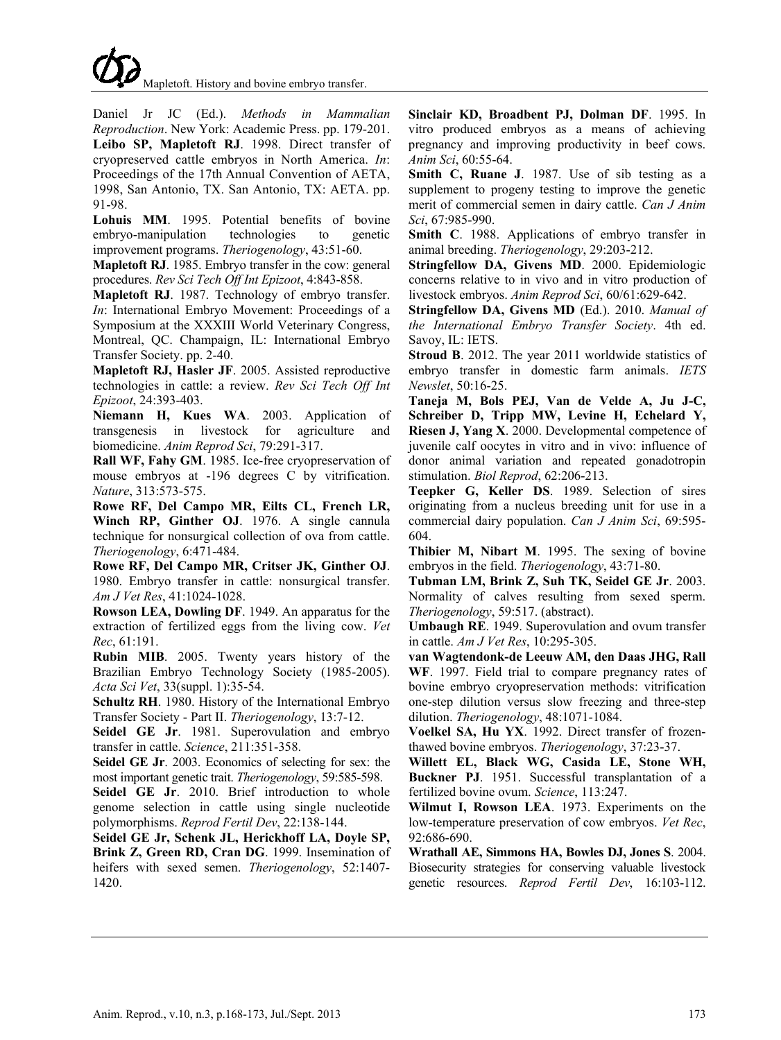Daniel Jr JC (Ed.). *Methods in Mammalian Reproduction*. New York: Academic Press. pp. 179-201.

**Leibo SP, Mapletoft RJ**. 1998. Direct transfer of cryopreserved cattle embryos in North America. *In*: Proceedings of the 17th Annual Convention of AETA, 1998, San Antonio, TX. San Antonio, TX: AETA. pp. 91-98.

**Lohuis MM**. 1995. Potential benefits of bovine embryo-manipulation technologies to genetic improvement programs. *Theriogenology*, 43:51-60.

**Mapletoft RJ**. 1985. Embryo transfer in the cow: general procedures. *Rev Sci Tech Off Int Epizoot*, 4:843-858.

**Mapletoft RJ**. 1987. Technology of embryo transfer. *In*: International Embryo Movement: Proceedings of a Symposium at the XXXIII World Veterinary Congress, Montreal, QC. Champaign, IL: International Embryo Transfer Society. pp. 2-40.

**Mapletoft RJ, Hasler JF**. 2005. Assisted reproductive technologies in cattle: a review. *Rev Sci Tech Off Int Epizoot*, 24:393-403.

**Niemann H, Kues WA**. 2003. Application of transgenesis in livestock for agriculture and biomedicine. *Anim Reprod Sci*, 79:291-317.

**Rall WF, Fahy GM**. 1985. Ice-free cryopreservation of mouse embryos at -196 degrees C by vitrification. *Nature*, 313:573-575.

**Rowe RF, Del Campo MR, Eilts CL, French LR, Winch RP, Ginther OJ**. 1976. A single cannula technique for nonsurgical collection of ova from cattle. *Theriogenology*, 6:471-484.

**Rowe RF, Del Campo MR, Critser JK, Ginther OJ**. 1980. Embryo transfer in cattle: nonsurgical transfer. *Am J Vet Res*, 41:1024-1028.

**Rowson LEA, Dowling DF**. 1949. An apparatus for the extraction of fertilized eggs from the living cow. *Vet Rec*, 61:191.

**Rubin MIB**. 2005. Twenty years history of the Brazilian Embryo Technology Society (1985-2005). *Acta Sci Vet*, 33(suppl. 1):35-54.

**Schultz RH**. 1980. History of the International Embryo Transfer Society - Part II. *Theriogenology*, 13:7-12.

**Seidel GE Jr**. 1981. Superovulation and embryo transfer in cattle. *Science*, 211:351-358.

**Seidel GE Jr**. 2003. Economics of selecting for sex: the most important genetic trait. *Theriogenology*, 59:585-598.

**Seidel GE Jr**. 2010. Brief introduction to whole genome selection in cattle using single nucleotide polymorphisms. *Reprod Fertil Dev*, 22:138-144.

**Seidel GE Jr, Schenk JL, Herickhoff LA, Doyle SP, Brink Z, Green RD, Cran DG**. 1999. Insemination of heifers with sexed semen. *Theriogenology*, 52:1407-1420.

**Sinclair KD, Broadbent PJ, Dolman DF**. 1995. In vitro produced embryos as a means of achieving pregnancy and improving productivity in beef cows. *Anim Sci*, 60:55-64.

**Smith C, Ruane J**. 1987. Use of sib testing as a supplement to progeny testing to improve the genetic merit of commercial semen in dairy cattle. *Can J Anim Sci*, 67:985-990.

**Smith C**. 1988. Applications of embryo transfer in animal breeding. *Theriogenology*, 29:203-212.

**Stringfellow DA, Givens MD**. 2000. Epidemiologic concerns relative to in vivo and in vitro production of livestock embryos. *Anim Reprod Sci*, 60/61:629-642.

**Stringfellow DA, Givens MD** (Ed.). 2010. *Manual of the International Embryo Transfer Society*. 4th ed. Savoy, IL: IETS.

**Stroud B**. 2012. The year 2011 worldwide statistics of embryo transfer in domestic farm animals. *IETS Newslet*, 50:16-25.

**Taneja M, Bols PEJ, Van de Velde A, Ju J-C, Schreiber D, Tripp MW, Levine H, Echelard Y, Riesen J, Yang X**. 2000. Developmental competence of juvenile calf oocytes in vitro and in vivo: influence of donor animal variation and repeated gonadotropin stimulation. *Biol Reprod*, 62:206-213.

**Teepker G, Keller DS**. 1989. Selection of sires originating from a nucleus breeding unit for use in a commercial dairy population. *Can J Anim Sci*, 69:595-604.

**Thibier M, Nibart M**. 1995. The sexing of bovine embryos in the field. *Theriogenology*, 43:71-80.

**Tubman LM, Brink Z, Suh TK, Seidel GE Jr**. 2003. Normality of calves resulting from sexed sperm. *Theriogenology*, 59:517. (abstract).

**Umbaugh RE**. 1949. Superovulation and ovum transfer in cattle. *Am J Vet Res*, 10:295-305.

**van Wagtendonk-de Leeuw AM, den Daas JHG, Rall WF**. 1997. Field trial to compare pregnancy rates of bovine embryo cryopreservation methods: vitrification one-step dilution versus slow freezing and three-step dilution. *Theriogenology*, 48:1071-1084.

**Voelkel SA, Hu YX**. 1992. Direct transfer of frozen-thawed bovine embryos. *Theriogenology*, 37:23-37.

**Willett EL, Black WG, Casida LE, Stone WH, Buckner PJ**. 1951. Successful transplantation of a fertilized bovine ovum. *Science*, 113:247.

**Wilmut I, Rowson LEA**. 1973. Experiments on the low-temperature preservation of cow embryos. *Vet Rec*, 92:686-690.

**Wrathall AE, Simmons HA, Bowles DJ, Jones S**. 2004. Biosecurity strategies for conserving valuable livestock genetic resources. *Reprod Fertil Dev*, 16:103-112.